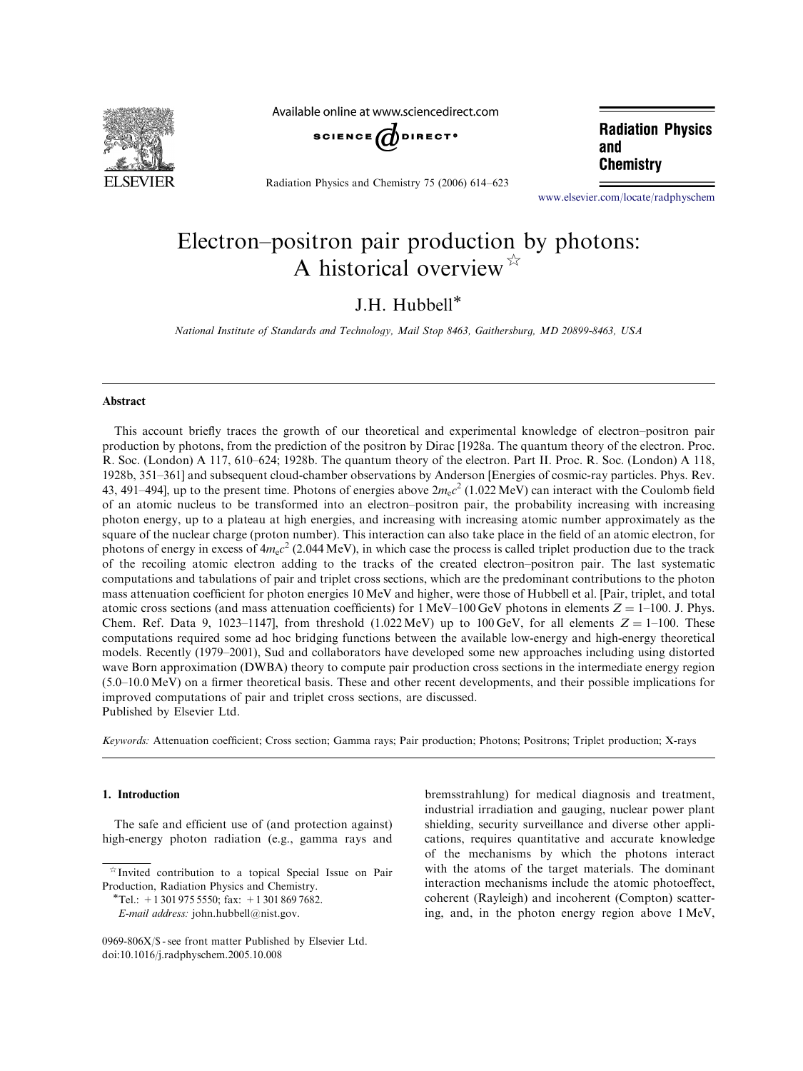# Electron–positron pair production by photons: A historical overview ☆

J.H. Hubbell*

*National Institute of Standards and Technology, Mail Stop 8463, Gaithersburg, MD 20899-8463, USA*

## Abstract

This account briefly traces the growth of our theoretical and experimental knowledge of electron–positron pair production by photons, from the prediction of the positron by Dirac [1928a. The quantum theory of the electron. Proc. R. Soc. (London) A 117, 610–624; 1928b. The quantum theory of the electron. Part II. Proc. R. Soc. (London) A 118, 1928b, 351–361] and subsequent cloud-chamber observations by Anderson [Energies of cosmic-ray particles. Phys. Rev. 43, 491–494], up to the present time. Photons of energies above $2m_ec^2$ (1.022 MeV) can interact with the Coulomb field of an atomic nucleus to be transformed into an electron–positron pair, the probability increasing with increasing photon energy, up to a plateau at high energies, and increasing with increasing atomic number approximately as the square of the nuclear charge (proton number). This interaction can also take place in the field of an atomic electron, for photons of energy in excess of $4m_ec^2$ (2.044 MeV), in which case the process is called triplet production due to the track of the recoiling atomic electron adding to the tracks of the created electron–positron pair. The last systematic computations and tabulations of pair and triplet cross sections, which are the predominant contributions to the photon mass attenuation coefficient for photon energies 10 MeV and higher, were those of Hubbell et al. [Pair, triplet, and total atomic cross sections (and mass attenuation coefficients) for 1 MeV–100 GeV photons in elements $Z = 1$–100. J. Phys. Chem. Ref. Data 9, 1023–1147], from threshold (1.022 MeV) up to 100 GeV, for all elements $Z = 1$–100. These computations required some ad hoc bridging functions between the available low-energy and high-energy theoretical models. Recently (1979–2001), Sud and collaborators have developed some new approaches including using distorted wave Born approximation (DWBA) theory to compute pair production cross sections in the intermediate energy region (5.0–10.0 MeV) on a firmer theoretical basis. These and other recent developments, and their possible implications for improved computations of pair and triplet cross sections, are discussed.

Published by Elsevier Ltd.

*Keywords:* Attenuation coefficient; Cross section; Gamma rays; Pair production; Photons; Positrons; Triplet production; X-rays

## 1. Introduction

The safe and efficient use of (and protection against) high-energy photon radiation (e.g., gamma rays and bremsstrahlung) for medical diagnosis and treatment, industrial irradiation and gauging, nuclear power plant shielding, security surveillance and diverse other applications, requires quantitative and accurate knowledge of the mechanisms by which the photons interact with the atoms of the target materials. The dominant interaction mechanisms include the atomic photoeffect, coherent (Rayleigh) and incoherent (Compton) scattering, and, in the photon energy region above 1 MeV,

☆ Invited contribution to a topical Special Issue on Pair Production, Radiation Physics and Chemistry.

*Tel.: +1 301 975 5550; fax: +1 301 869 7682.
*E-mail address:* john.hubbell@nist.gov.

0969-806X/$ - see front matter Published by Elsevier Ltd.
doi:10.1016/j.radphyschem.2005.10.008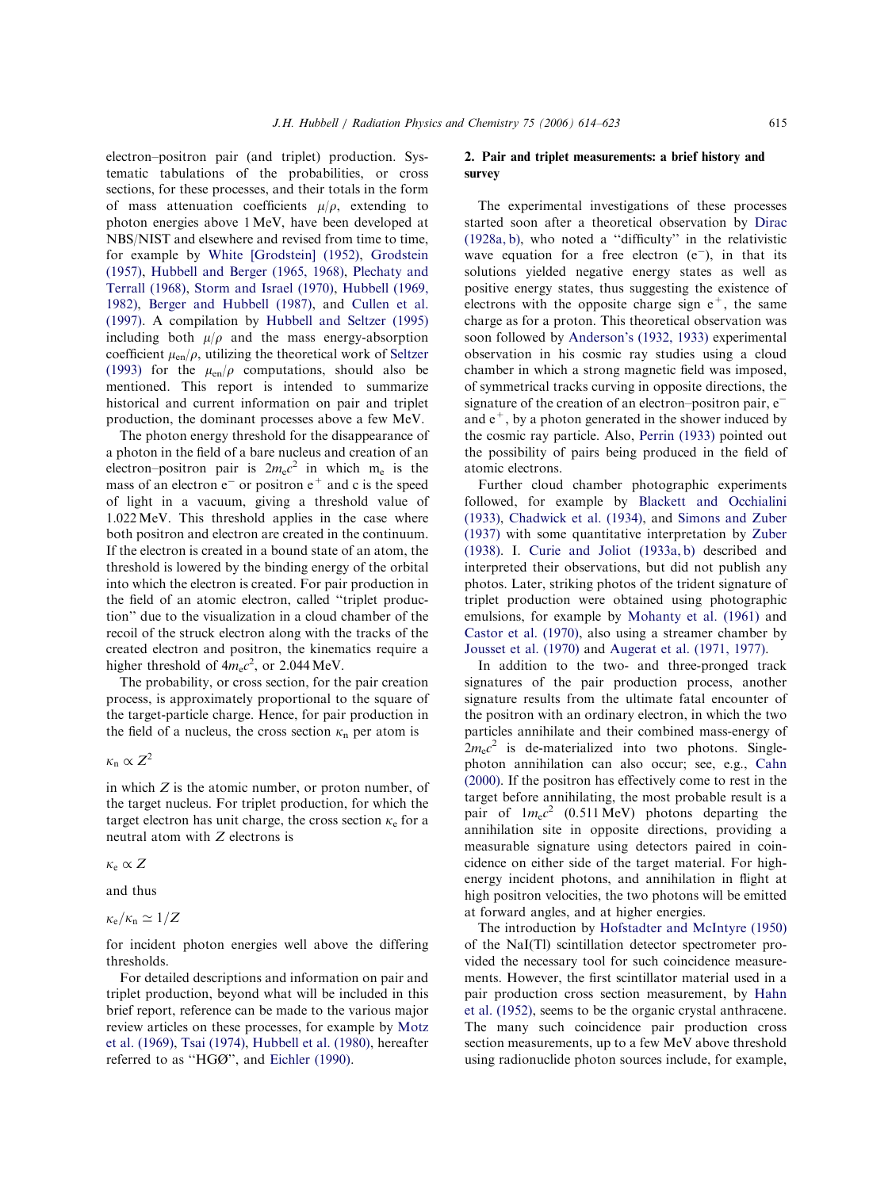electron–positron pair (and triplet) production. Systematic tabulations of the probabilities, or cross sections, for these processes, and their totals in the form of mass attenuation coefficients $\mu/\rho$, extending to photon energies above 1 MeV, have been developed at NBS/NIST and elsewhere and revised from time to time, for example by White [Grodstein] (1952), Grodstein (1957), Hubbell and Berger (1965, 1968), Plechaty and Terrall (1968), Storm and Israel (1970), Hubbell (1969, 1982), Berger and Hubbell (1987), and Cullen et al. (1997). A compilation by Hubbell and Seltzer (1995) including both $\mu/\rho$ and the mass energy-absorption coefficient $\mu_{en}/\rho$, utilizing the theoretical work of Seltzer (1993) for the $\mu_{en}/\rho$ computations, should also be mentioned. This report is intended to summarize historical and current information on pair and triplet production, the dominant processes above a few MeV.

The photon energy threshold for the disappearance of a photon in the field of a bare nucleus and creation of an electron–positron pair is $2m_ec^2$ in which $m_e$ is the mass of an electron $e^-$ or positron $e^+$ and c is the speed of light in a vacuum, giving a threshold value of 1.022 MeV. This threshold applies in the case where both positron and electron are created in the continuum. If the electron is created in a bound state of an atom, the threshold is lowered by the binding energy of the orbital into which the electron is created. For pair production in the field of an atomic electron, called "triplet production" due to the visualization in a cloud chamber of the recoil of the struck electron along with the tracks of the created electron and positron, the kinematics require a higher threshold of $4m_ec^2$, or 2.044 MeV.

The probability, or cross section, for the pair creation process, is approximately proportional to the square of the target-particle charge. Hence, for pair production in the field of a nucleus, the cross section $\kappa_n$ per atom is

$$\kappa_n \propto Z^2$$

in which $Z$ is the atomic number, or proton number, of the target nucleus. For triplet production, for which the target electron has unit charge, the cross section $\kappa_e$ for a neutral atom with $Z$ electrons is

$$\kappa_e \propto Z$$

and thus

$$\kappa_e/\kappa_n \simeq 1/Z$$

for incident photon energies well above the differing thresholds.

For detailed descriptions and information on pair and triplet production, beyond what will be included in this brief report, reference can be made to the various major review articles on these processes, for example by Motz et al. (1969), Tsai (1974), Hubbell et al. (1980), hereafter referred to as "HGØ", and Eichler (1990).

## 2. Pair and triplet measurements: a brief history and survey

The experimental investigations of these processes started soon after a theoretical observation by Dirac (1928a, b), who noted a "difficulty" in the relativistic wave equation for a free electron ($e^-$), in that its solutions yielded negative energy states as well as positive energy states, thus suggesting the existence of electrons with the opposite charge sign $e^+$, the same charge as for a proton. This theoretical observation was soon followed by Anderson's (1932, 1933) experimental observation in his cosmic ray studies using a cloud chamber in which a strong magnetic field was imposed, of symmetrical tracks curving in opposite directions, the signature of the creation of an electron–positron pair, $e^-$ and $e^+$, by a photon generated in the shower induced by the cosmic ray particle. Also, Perrin (1933) pointed out the possibility of pairs being produced in the field of atomic electrons.

Further cloud chamber photographic experiments followed, for example by Blackett and Occhialini (1933), Chadwick et al. (1934), and Simons and Zuber (1937) with some quantitative interpretation by Zuber (1938). I. Curie and Joliot (1933a, b) described and interpreted their observations, but did not publish any photos. Later, striking photos of the trident signature of triplet production were obtained using photographic emulsions, for example by Mohanty et al. (1961) and Castor et al. (1970), also using a streamer chamber by Jousset et al. (1970) and Augerat et al. (1971, 1977).

In addition to the two- and three-pronged track signatures of the pair production process, another signature results from the ultimate fatal encounter of the positron with an ordinary electron, in which the two particles annihilate and their combined mass-energy of $2m_ec^2$ is de-materialized into two photons. Single-photon annihilation can also occur; see, e.g., Cahn (2000). If the positron has effectively come to rest in the target before annihilating, the most probable result is a pair of $1m_ec^2$ (0.511 MeV) photons departing the annihilation site in opposite directions, providing a measurable signature using detectors paired in coincidence on either side of the target material. For high-energy incident photons, and annihilation in flight at high positron velocities, the two photons will be emitted at forward angles, and at higher energies.

The introduction by Hofstadter and McIntyre (1950) of the NaI(Tl) scintillation detector spectrometer provided the necessary tool for such coincidence measurements. However, the first scintillator material used in a pair production cross section measurement, by Hahn et al. (1952), seems to be the organic crystal anthracene. The many such coincidence pair production cross section measurements, up to a few MeV above threshold using radionuclide photon sources include, for example,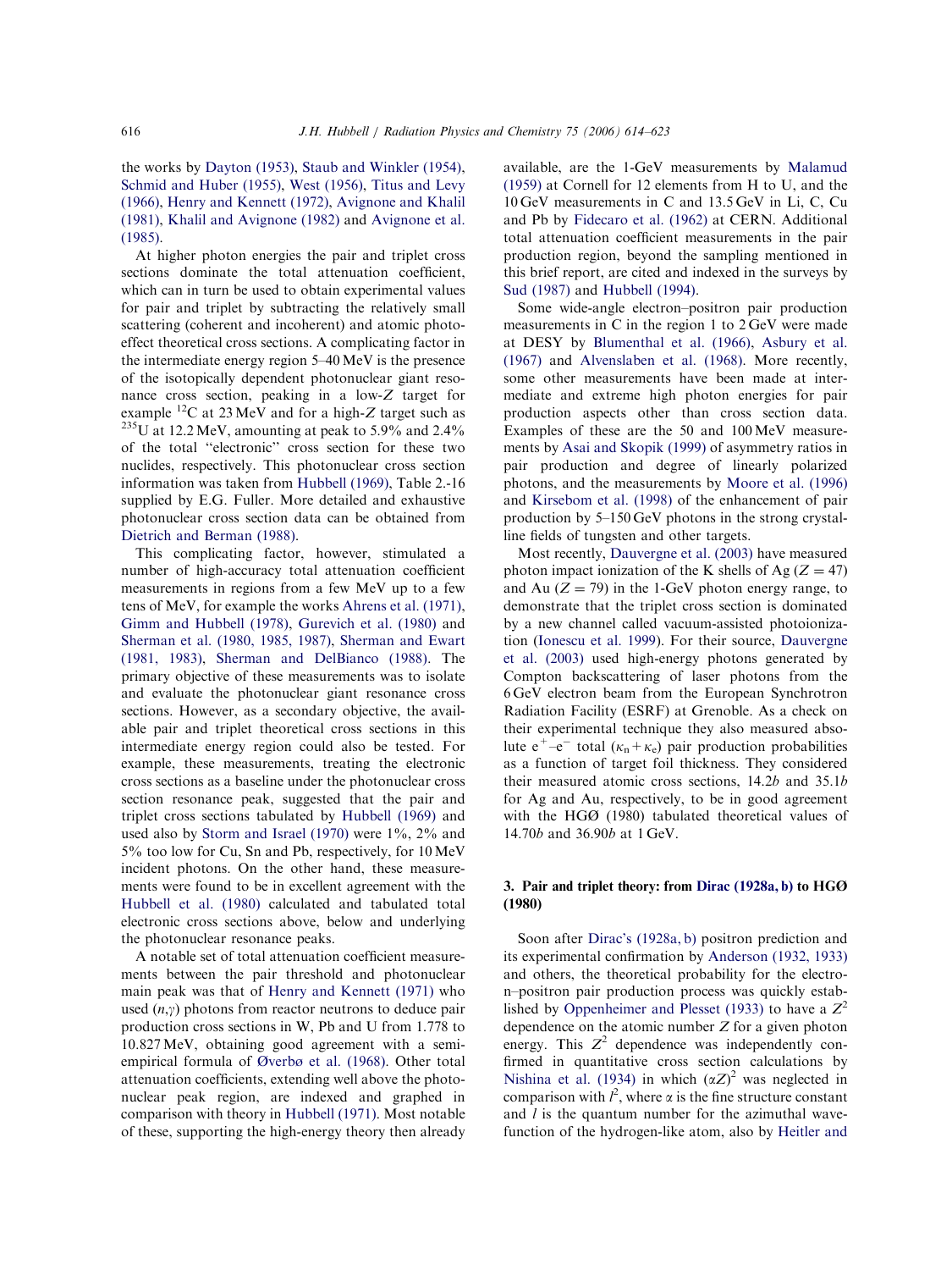the works by Dayton (1953), Staub and Winkler (1954), Schmid and Huber (1955), West (1956), Titus and Levy (1966), Henry and Kennett (1972), Avignone and Khalil (1981), Khalil and Avignone (1982) and Avignone et al. (1985).

At higher photon energies the pair and triplet cross sections dominate the total attenuation coefficient, which can in turn be used to obtain experimental values for pair and triplet by subtracting the relatively small scattering (coherent and incoherent) and atomic photoeffect theoretical cross sections. A complicating factor in the intermediate energy region 5–40 MeV is the presence of the isotopically dependent photonuclear giant resonance cross section, peaking in a low-$Z$ target for example $^{12}$C at 23 MeV and for a high-$Z$ target such as $^{235}$U at 12.2 MeV, amounting at peak to 5.9% and 2.4% of the total "electronic" cross section for these two nuclides, respectively. This photonuclear cross section information was taken from Hubbell (1969), Table 2.-16 supplied by E.G. Fuller. More detailed and exhaustive photonuclear cross section data can be obtained from Dietrich and Berman (1988).

This complicating factor, however, stimulated a number of high-accuracy total attenuation coefficient measurements in regions from a few MeV up to a few tens of MeV, for example the works Ahrens et al. (1971), Gimm and Hubbell (1978), Gurevich et al. (1980) and Sherman et al. (1980, 1985, 1987), Sherman and Ewart (1981, 1983), Sherman and DelBianco (1988). The primary objective of these measurements was to isolate and evaluate the photonuclear giant resonance cross sections. However, as a secondary objective, the available pair and triplet theoretical cross sections in this intermediate energy region could also be tested. For example, these measurements, treating the electronic cross sections as a baseline under the photonuclear cross section resonance peak, suggested that the pair and triplet cross sections tabulated by Hubbell (1969) and used also by Storm and Israel (1970) were 1%, 2% and 5% too low for Cu, Sn and Pb, respectively, for 10 MeV incident photons. On the other hand, these measurements were found to be in excellent agreement with the Hubbell et al. (1980) calculated and tabulated total electronic cross sections above, below and underlying the photonuclear resonance peaks.

A notable set of total attenuation coefficient measurements between the pair threshold and photonuclear main peak was that of Henry and Kennett (1971) who used ($n$,$\gamma$) photons from reactor neutrons to deduce pair production cross sections in W, Pb and U from 1.778 to 10.827 MeV, obtaining good agreement with a semi-empirical formula of Øverbø et al. (1968). Other total attenuation coefficients, extending well above the photonuclear peak region, are indexed and graphed in comparison with theory in Hubbell (1971). Most notable of these, supporting the high-energy theory then already available, are the 1-GeV measurements by Malamud (1959) at Cornell for 12 elements from H to U, and the 10 GeV measurements in C and 13.5 GeV in Li, C, Cu and Pb by Fidecaro et al. (1962) at CERN. Additional total attenuation coefficient measurements in the pair production region, beyond the sampling mentioned in this brief report, are cited and indexed in the surveys by Sud (1987) and Hubbell (1994).

Some wide-angle electron–positron pair production measurements in C in the region 1 to 2 GeV were made at DESY by Blumenthal et al. (1966), Asbury et al. (1967) and Alvenslaben et al. (1968). More recently, some other measurements have been made at intermediate and extreme high photon energies for pair production aspects other than cross section data. Examples of these are the 50 and 100 MeV measurements by Asai and Skopik (1999) of asymmetry ratios in pair production and degree of linearly polarized photons, and the measurements by Moore et al. (1996) and Kirsebom et al. (1998) of the enhancement of pair production by 5–150 GeV photons in the strong crystalline fields of tungsten and other targets.

Most recently, Dauvergne et al. (2003) have measured photon impact ionization of the K shells of Ag ($Z = 47$) and Au ($Z = 79$) in the 1-GeV photon energy range, to demonstrate that the triplet cross section is dominated by a new channel called vacuum-assisted photoionization (Ionescu et al. 1999). For their source, Dauvergne et al. (2003) used high-energy photons generated by Compton backscattering of laser photons from the 6 GeV electron beam from the European Synchrotron Radiation Facility (ESRF) at Grenoble. As a check on their experimental technique they also measured absolute $e^+$–$e^-$ total ($\kappa_n + \kappa_e$) pair production probabilities as a function of target foil thickness. They considered their measured atomic cross sections, 14.2$b$ and 35.1$b$ for Ag and Au, respectively, to be in good agreement with the HGØ (1980) tabulated theoretical values of 14.70$b$ and 36.90$b$ at 1 GeV.

## 3. Pair and triplet theory: from Dirac (1928a, b) to HGØ (1980)

Soon after Dirac's (1928a, b) positron prediction and its experimental confirmation by Anderson (1932, 1933) and others, the theoretical probability for the electron–positron pair production process was quickly established by Oppenheimer and Plesset (1933) to have a $Z^2$ dependence on the atomic number $Z$ for a given photon energy. This $Z^2$ dependence was independently confirmed in quantitative cross section calculations by Nishina et al. (1934) in which $(\alpha Z)^2$ was neglected in comparison with $l^2$, where $\alpha$ is the fine structure constant and $l$ is the quantum number for the azimuthal wavefunction of the hydrogen-like atom, also by Heitler and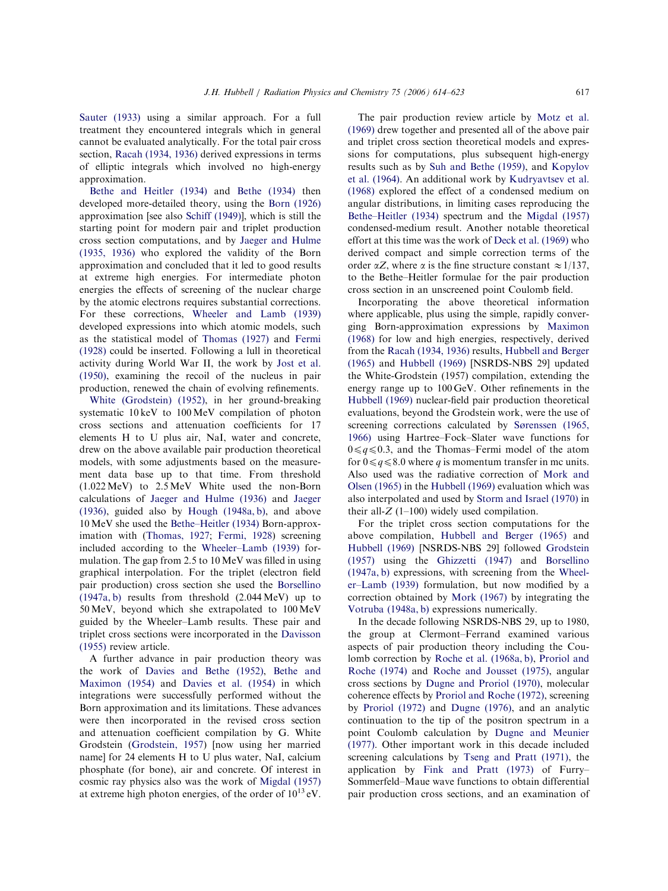Sauter (1933) using a similar approach. For a full treatment they encountered integrals which in general cannot be evaluated analytically. For the total pair cross section, Racah (1934, 1936) derived expressions in terms of elliptic integrals which involved no high-energy approximation.

Bethe and Heitler (1934) and Bethe (1934) then developed more-detailed theory, using the Born (1926) approximation [see also Schiff (1949)], which is still the starting point for modern pair and triplet production cross section computations, and by Jaeger and Hulme (1935, 1936) who explored the validity of the Born approximation and concluded that it led to good results at extreme high energies. For intermediate photon energies the effects of screening of the nuclear charge by the atomic electrons requires substantial corrections. For these corrections, Wheeler and Lamb (1939) developed expressions into which atomic models, such as the statistical model of Thomas (1927) and Fermi (1928) could be inserted. Following a lull in theoretical activity during World War II, the work by Jost et al. (1950), examining the recoil of the nucleus in pair production, renewed the chain of evolving refinements.

White (Grodstein) (1952), in her ground-breaking systematic 10 keV to 100 MeV compilation of photon cross sections and attenuation coefficients for 17 elements H to U plus air, NaI, water and concrete, drew on the above available pair production theoretical models, with some adjustments based on the measurement data base up to that time. From threshold (1.022 MeV) to 2.5 MeV White used the non-Born calculations of Jaeger and Hulme (1936) and Jaeger (1936), guided also by Hough (1948a, b), and above 10 MeV she used the Bethe–Heitler (1934) Born-approximation with (Thomas, 1927; Fermi, 1928) screening included according to the Wheeler–Lamb (1939) formulation. The gap from 2.5 to 10 MeV was filled in using graphical interpolation. For the triplet (electron field pair production) cross section she used the Borsellino (1947a, b) results from threshold (2.044 MeV) up to 50 MeV, beyond which she extrapolated to 100 MeV guided by the Wheeler–Lamb results. These pair and triplet cross sections were incorporated in the Davisson (1955) review article.

A further advance in pair production theory was the work of Davies and Bethe (1952), Bethe and Maximon (1954) and Davies et al. (1954) in which integrations were successfully performed without the Born approximation and its limitations. These advances were then incorporated in the revised cross section and attenuation coefficient compilation by G. White Grodstein (Grodstein, 1957) [now using her married name] for 24 elements H to U plus water, NaI, calcium phosphate (for bone), air and concrete. Of interest in cosmic ray physics also was the work of Migdal (1957) at extreme high photon energies, of the order of $10^{13}$ eV.

The pair production review article by Motz et al. (1969) drew together and presented all of the above pair and triplet cross section theoretical models and expressions for computations, plus subsequent high-energy results such as by Suh and Bethe (1959), and Kopylov et al. (1964). An additional work by Kudryavtsev et al. (1968) explored the effect of a condensed medium on angular distributions, in limiting cases reproducing the Bethe–Heitler (1934) spectrum and the Migdal (1957) condensed-medium result. Another notable theoretical effort at this time was the work of Deck et al. (1969) who derived compact and simple correction terms of the order $\alpha Z$, where $\alpha$ is the fine structure constant $\approx 1/137$, to the Bethe–Heitler formulae for the pair production cross section in an unscreened point Coulomb field.

Incorporating the above theoretical information where applicable, plus using the simple, rapidly converging Born-approximation expressions by Maximon (1968) for low and high energies, respectively, derived from the Racah (1934, 1936) results, Hubbell and Berger (1965) and Hubbell (1969) [NSRDS-NBS 29] updated the White-Grodstein (1957) compilation, extending the energy range up to 100 GeV. Other refinements in the Hubbell (1969) nuclear-field pair production theoretical evaluations, beyond the Grodstein work, were the use of screening corrections calculated by Sørenssen (1965, 1966) using Hartree–Fock–Slater wave functions for $0 \leqslant q \leqslant 0.3$, and the Thomas–Fermi model of the atom for $0 \leqslant q \leqslant 8.0$ where $q$ is momentum transfer in mc units. Also used was the radiative correction of Mork and Olsen (1965) in the Hubbell (1969) evaluation which was also interpolated and used by Storm and Israel (1970) in their all-$Z$ (1–100) widely used compilation.

For the triplet cross section computations for the above compilation, Hubbell and Berger (1965) and Hubbell (1969) [NSRDS-NBS 29] followed Grodstein (1957) using the Ghizzetti (1947) and Borsellino (1947a, b) expressions, with screening from the Wheeler–Lamb (1939) formulation, but now modified by a correction obtained by Mork (1967) by integrating the Votruba (1948a, b) expressions numerically.

In the decade following NSRDS-NBS 29, up to 1980, the group at Clermont–Ferrand examined various aspects of pair production theory including the Coulomb correction by Roche et al. (1968a, b), Proriol and Roche (1974) and Roche and Jousset (1975), angular cross sections by Dugne and Proriol (1970), molecular coherence effects by Proriol and Roche (1972), screening by Proriol (1972) and Dugne (1976), and an analytic continuation to the tip of the positron spectrum in a point Coulomb calculation by Dugne and Meunier (1977). Other important work in this decade included screening calculations by Tseng and Pratt (1971), the application by Fink and Pratt (1973) of Furry–Sommerfeld–Maue wave functions to obtain differential pair production cross sections, and an examination of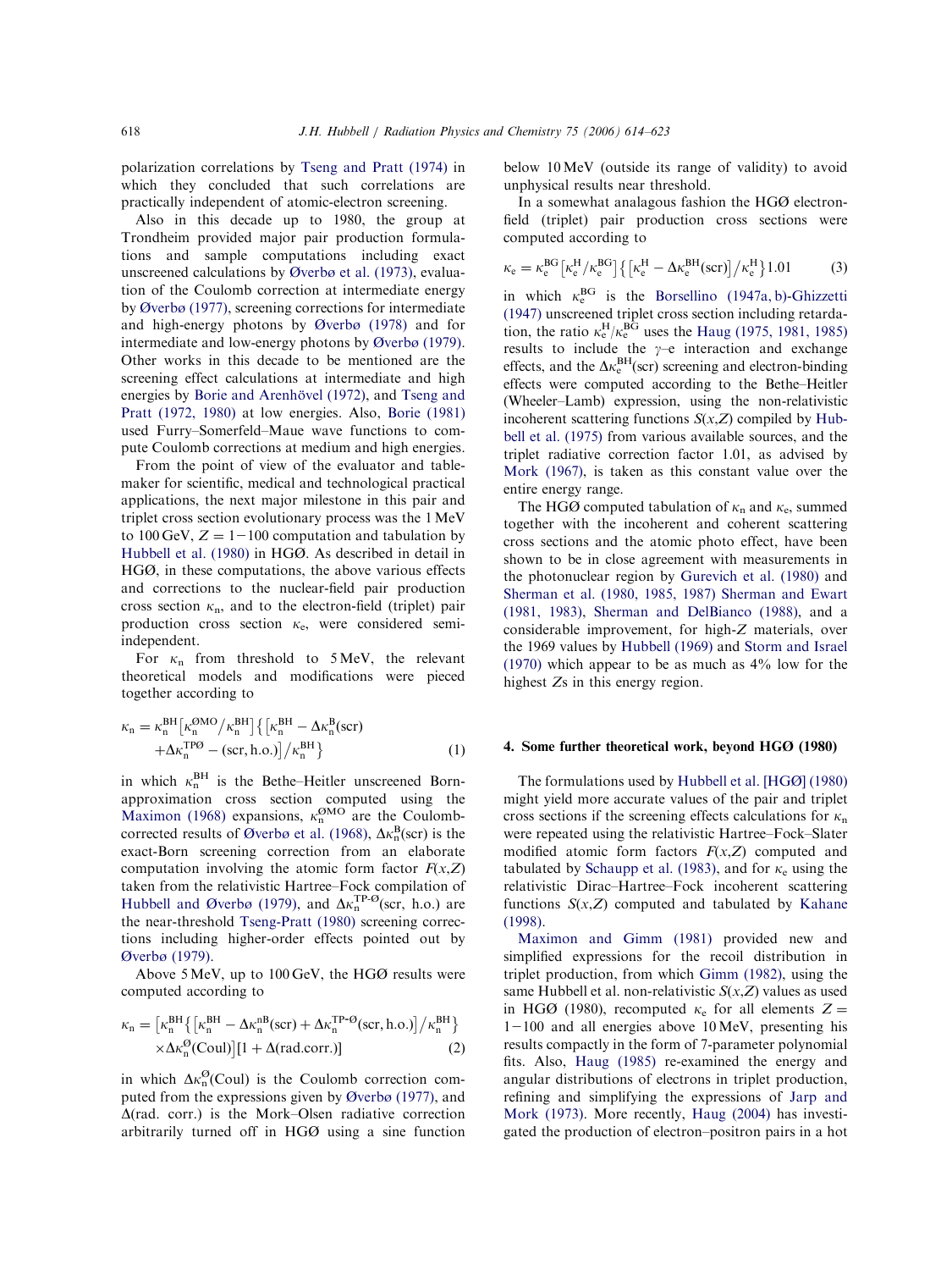polarization correlations by Tseng and Pratt (1974) in which they concluded that such correlations are practically independent of atomic-electron screening.

Also in this decade up to 1980, the group at Trondheim provided major pair production formulations and sample computations including exact unscreened calculations by Øverbø et al. (1973), evaluation of the Coulomb correction at intermediate energy by Øverbø (1977), screening corrections for intermediate and high-energy photons by Øverbø (1978) and for intermediate and low-energy photons by Øverbø (1979). Other works in this decade to be mentioned are the screening effect calculations at intermediate and high energies by Borie and Arenhövel (1972), and Tseng and Pratt (1972, 1980) at low energies. Also, Borie (1981) used Furry–Somerfeld–Maue wave functions to compute Coulomb corrections at medium and high energies.

From the point of view of the evaluator and table-maker for scientific, medical and technological practical applications, the next major milestone in this pair and triplet cross section evolutionary process was the 1 MeV to 100 GeV, $Z = 1-100$ computation and tabulation by Hubbell et al. (1980) in HGØ. As described in detail in HGØ, in these computations, the above various effects and corrections to the nuclear-field pair production cross section $\kappa_n$, and to the electron-field (triplet) pair production cross section $\kappa_e$, were considered semi-independent.

For $\kappa_n$ from threshold to 5 MeV, the relevant theoretical models and modifications were pieced together according to

$$\kappa_n = \kappa_n^{BH}\left[\kappa_n^{ØMO}/\kappa_n^{BH}\right]\left\{\left[\kappa_n^{BH} - \Delta\kappa_n^{B}(\mathrm{scr}) + \Delta\kappa_n^{TPØ} - (\mathrm{scr, h.o.})\right]/\kappa_n^{BH}\right\} \tag{1}$$

in which $\kappa_n^{BH}$ is the Bethe–Heitler unscreened Born-approximation cross section computed using the Maximon (1968) expansions, $\kappa_n^{ØMO}$ are the Coulomb-corrected results of Øverbø et al. (1968), $\Delta\kappa_n^{B}(\mathrm{scr})$ is the exact-Born screening correction from an elaborate computation involving the atomic form factor $F(x,Z)$ taken from the relativistic Hartree–Fock compilation of Hubbell and Øverbø (1979), and $\Delta\kappa_n^{TP\text{-}Ø}(\mathrm{scr, h.o.})$ are the near-threshold Tseng-Pratt (1980) screening corrections including higher-order effects pointed out by Øverbø (1979).

Above 5 MeV, up to 100 GeV, the HGØ results were computed according to

$$\kappa_n = \left[\kappa_n^{BH}\left\{\left[\kappa_n^{BH} - \Delta\kappa_n^{nB}(\mathrm{scr}) + \Delta\kappa_n^{TP\text{-}Ø}(\mathrm{scr, h.o.})\right]/\kappa_n^{BH}\right\} \times \Delta\kappa_n^{Ø}(\mathrm{Coul})\right][1 + \Delta(\mathrm{rad.corr.})] \tag{2}$$

in which $\Delta\kappa_n^{Ø}(\mathrm{Coul})$ is the Coulomb correction computed from the expressions given by Øverbø (1977), and $\Delta(\mathrm{rad.\ corr.})$ is the Mork–Olsen radiative correction arbitrarily turned off in HGØ using a sine function below 10 MeV (outside its range of validity) to avoid unphysical results near threshold.

In a somewhat analagous fashion the HGØ electron-field (triplet) pair production cross sections were computed according to

$$\kappa_e = \kappa_e^{BG}\left[\kappa_e^{H}/\kappa_e^{BG}\right]\left\{\left[\kappa_e^{H} - \Delta\kappa_e^{BH}(\mathrm{scr})\right]/\kappa_e^{H}\right\}1.01 \tag{3}$$

in which $\kappa_e^{BG}$ is the Borsellino (1947a, b)-Ghizzetti (1947) unscreened triplet cross section including retardation, the ratio $\kappa_e^{H}/\kappa_e^{BG}$ uses the Haug (1975, 1981, 1985) results to include the $\gamma$–e interaction and exchange effects, and the $\Delta\kappa_e^{BH}(\mathrm{scr})$ screening and electron-binding effects were computed according to the Bethe–Heitler (Wheeler–Lamb) expression, using the non-relativistic incoherent scattering functions $S(x,Z)$ compiled by Hubbell et al. (1975) from various available sources, and the triplet radiative correction factor 1.01, as advised by Mork (1967), is taken as this constant value over the entire energy range.

The HGØ computed tabulation of $\kappa_n$ and $\kappa_e$, summed together with the incoherent and coherent scattering cross sections and the atomic photo effect, have been shown to be in close agreement with measurements in the photonuclear region by Gurevich et al. (1980) and Sherman et al. (1980, 1985, 1987) Sherman and Ewart (1981, 1983), Sherman and DelBianco (1988), and a considerable improvement, for high-$Z$ materials, over the 1969 values by Hubbell (1969) and Storm and Israel (1970) which appear to be as much as 4% low for the highest $Z$s in this energy region.

## 4. Some further theoretical work, beyond HGØ (1980)

The formulations used by Hubbell et al. [HGØ] (1980) might yield more accurate values of the pair and triplet cross sections if the screening effects calculations for $\kappa_n$ were repeated using the relativistic Hartree–Fock–Slater modified atomic form factors $F(x,Z)$ computed and tabulated by Schaupp et al. (1983), and for $\kappa_e$ using the relativistic Dirac–Hartree–Fock incoherent scattering functions $S(x,Z)$ computed and tabulated by Kahane (1998).

Maximon and Gimm (1981) provided new and simplified expressions for the recoil distribution in triplet production, from which Gimm (1982), using the same Hubbell et al. non-relativistic $S(x,Z)$ values as used in HGØ (1980), recomputed $\kappa_e$ for all elements $Z = 1-100$ and all energies above 10 MeV, presenting his results compactly in the form of 7-parameter polynomial fits. Also, Haug (1985) re-examined the energy and angular distributions of electrons in triplet production, refining and simplifying the expressions of Jarp and Mork (1973). More recently, Haug (2004) has investigated the production of electron–positron pairs in a hot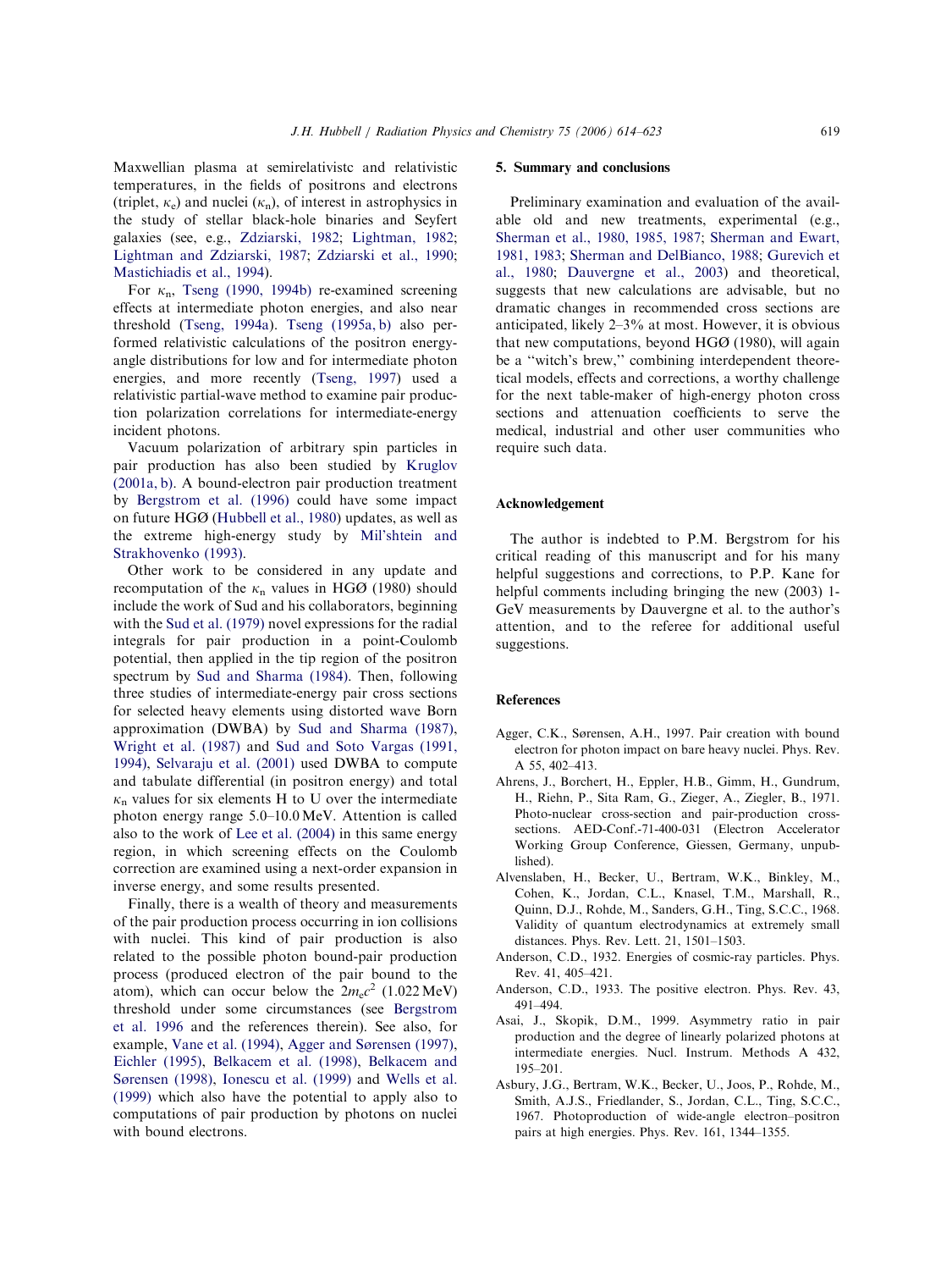Maxwellian plasma at semirelativistc and relativistic temperatures, in the fields of positrons and electrons (triplet, $\kappa_e$) and nuclei ($\kappa_n$), of interest in astrophysics in the study of stellar black-hole binaries and Seyfert galaxies (see, e.g., Zdziarski, 1982; Lightman, 1982; Lightman and Zdziarski, 1987; Zdziarski et al., 1990; Mastichiadis et al., 1994).

For $\kappa_n$, Tseng (1990, 1994b) re-examined screening effects at intermediate photon energies, and also near threshold (Tseng, 1994a). Tseng (1995a, b) also performed relativistic calculations of the positron energy-angle distributions for low and for intermediate photon energies, and more recently (Tseng, 1997) used a relativistic partial-wave method to examine pair production polarization correlations for intermediate-energy incident photons.

Vacuum polarization of arbitrary spin particles in pair production has also been studied by Kruglov (2001a, b). A bound-electron pair production treatment by Bergstrom et al. (1996) could have some impact on future HGØ (Hubbell et al., 1980) updates, as well as the extreme high-energy study by Mil'shtein and Strakhovenko (1993).

Other work to be considered in any update and recomputation of the $\kappa_n$ values in HGØ (1980) should include the work of Sud and his collaborators, beginning with the Sud et al. (1979) novel expressions for the radial integrals for pair production in a point-Coulomb potential, then applied in the tip region of the positron spectrum by Sud and Sharma (1984). Then, following three studies of intermediate-energy pair cross sections for selected heavy elements using distorted wave Born approximation (DWBA) by Sud and Sharma (1987), Wright et al. (1987) and Sud and Soto Vargas (1991, 1994), Selvaraju et al. (2001) used DWBA to compute and tabulate differential (in positron energy) and total $\kappa_n$ values for six elements H to U over the intermediate photon energy range 5.0–10.0 MeV. Attention is called also to the work of Lee et al. (2004) in this same energy region, in which screening effects on the Coulomb correction are examined using a next-order expansion in inverse energy, and some results presented.

Finally, there is a wealth of theory and measurements of the pair production process occurring in ion collisions with nuclei. This kind of pair production is also related to the possible photon bound-pair production process (produced electron of the pair bound to the atom), which can occur below the $2m_ec^2$ (1.022 MeV) threshold under some circumstances (see Bergstrom et al. 1996 and the references therein). See also, for example, Vane et al. (1994), Agger and Sørensen (1997), Eichler (1995), Belkacem et al. (1998), Belkacem and Sørensen (1998), Ionescu et al. (1999) and Wells et al. (1999) which also have the potential to apply also to computations of pair production by photons on nuclei with bound electrons.

## 5. Summary and conclusions

Preliminary examination and evaluation of the available old and new treatments, experimental (e.g., Sherman et al., 1980, 1985, 1987; Sherman and Ewart, 1981, 1983; Sherman and DelBianco, 1988; Gurevich et al., 1980; Dauvergne et al., 2003) and theoretical, suggests that new calculations are advisable, but no dramatic changes in recommended cross sections are anticipated, likely 2–3% at most. However, it is obvious that new computations, beyond HGØ (1980), will again be a "witch's brew," combining interdependent theoretical models, effects and corrections, a worthy challenge for the next table-maker of high-energy photon cross sections and attenuation coefficients to serve the medical, industrial and other user communities who require such data.

## Acknowledgement

The author is indebted to P.M. Bergstrom for his critical reading of this manuscript and for his many helpful suggestions and corrections, to P.P. Kane for helpful comments including bringing the new (2003) 1-GeV measurements by Dauvergne et al. to the author's attention, and to the referee for additional useful suggestions.

## References

Agger, C.K., Sørensen, A.H., 1997. Pair creation with bound electron for photon impact on bare heavy nuclei. Phys. Rev. A 55, 402–413.

Ahrens, J., Borchert, H., Eppler, H.B., Gimm, H., Gundrum, H., Riehn, P., Sita Ram, G., Zieger, A., Ziegler, B., 1971. Photo-nuclear cross-section and pair-production cross-sections. AED-Conf.-71-400-031 (Electron Accelerator Working Group Conference, Giessen, Germany, unpublished).

Alvenslaben, H., Becker, U., Bertram, W.K., Binkley, M., Cohen, K., Jordan, C.L., Knasel, T.M., Marshall, R., Quinn, D.J., Rohde, M., Sanders, G.H., Ting, S.C.C., 1968. Validity of quantum electrodynamics at extremely small distances. Phys. Rev. Lett. 21, 1501–1503.

Anderson, C.D., 1932. Energies of cosmic-ray particles. Phys. Rev. 41, 405–421.

Anderson, C.D., 1933. The positive electron. Phys. Rev. 43, 491–494.

Asai, J., Skopik, D.M., 1999. Asymmetry ratio in pair production and the degree of linearly polarized photons at intermediate energies. Nucl. Instrum. Methods A 432, 195–201.

Asbury, J.G., Bertram, W.K., Becker, U., Joos, P., Rohde, M., Smith, A.J.S., Friedlander, S., Jordan, C.L., Ting, S.C.C., 1967. Photoproduction of wide-angle electron–positron pairs at high energies. Phys. Rev. 161, 1344–1355.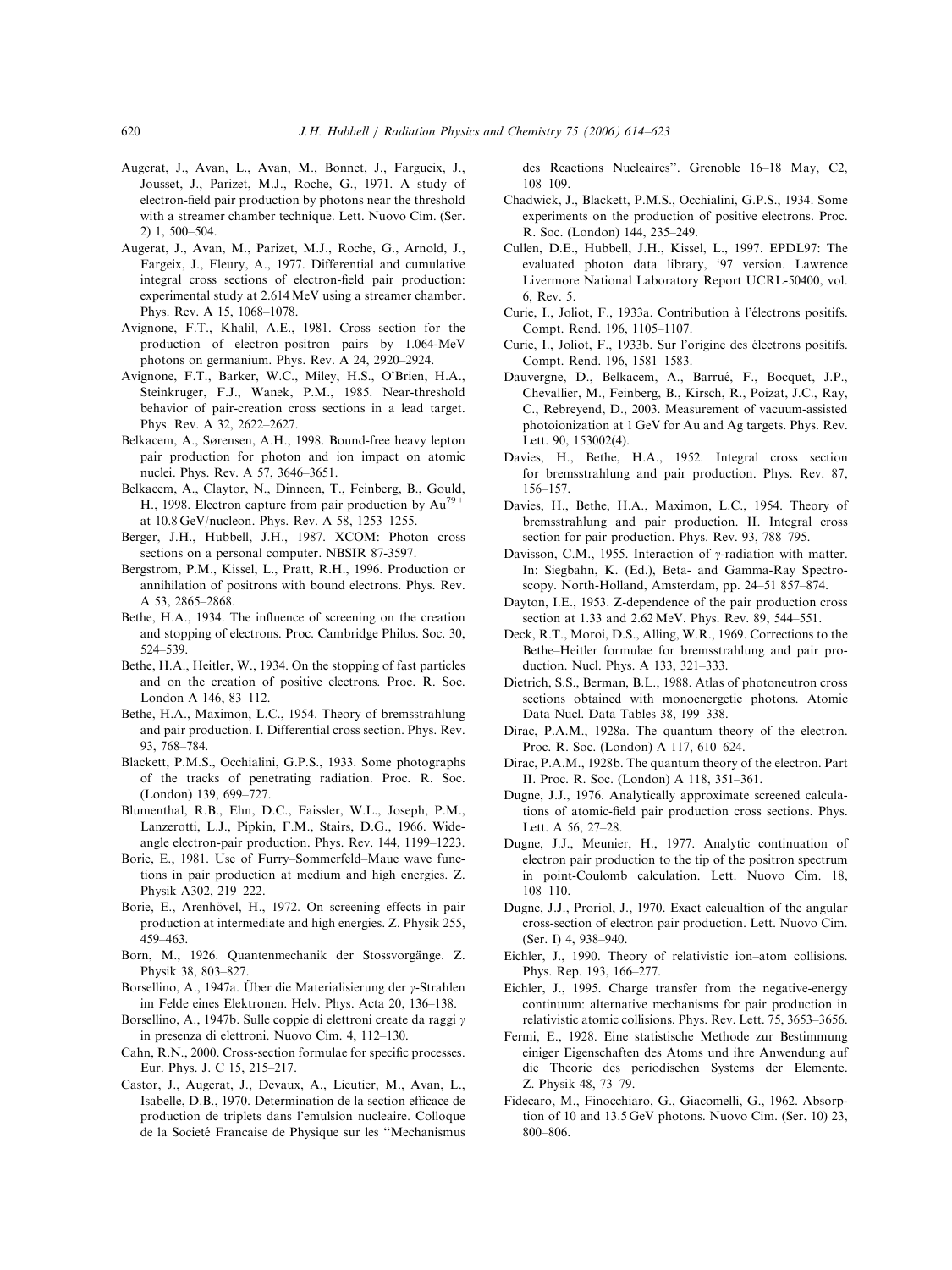Augerat, J., Avan, L., Avan, M., Bonnet, J., Fargueix, J., Jousset, J., Parizet, M.J., Roche, G., 1971. A study of electron-field pair production by photons near the threshold with a streamer chamber technique. Lett. Nuovo Cim. (Ser. 2) 1, 500–504.

Augerat, J., Avan, M., Parizet, M.J., Roche, G., Arnold, J., Fargeix, J., Fleury, A., 1977. Differential and cumulative integral cross sections of electron-field pair production: experimental study at 2.614 MeV using a streamer chamber. Phys. Rev. A 15, 1068–1078.

Avignone, F.T., Khalil, A.E., 1981. Cross section for the production of electron–positron pairs by 1.064-MeV photons on germanium. Phys. Rev. A 24, 2920–2924.

Avignone, F.T., Barker, W.C., Miley, H.S., O'Brien, H.A., Steinkruger, F.J., Wanek, P.M., 1985. Near-threshold behavior of pair-creation cross sections in a lead target. Phys. Rev. A 32, 2622–2627.

Belkacem, A., Sørensen, A.H., 1998. Bound-free heavy lepton pair production for photon and ion impact on atomic nuclei. Phys. Rev. A 57, 3646–3651.

Belkacem, A., Claytor, N., Dinneen, T., Feinberg, B., Gould, H., 1998. Electron capture from pair production by $Au^{79+}$ at 10.8 GeV/nucleon. Phys. Rev. A 58, 1253–1255.

Berger, J.H., Hubbell, J.H., 1987. XCOM: Photon cross sections on a personal computer. NBSIR 87-3597.

Bergstrom, P.M., Kissel, L., Pratt, R.H., 1996. Production or annihilation of positrons with bound electrons. Phys. Rev. A 53, 2865–2868.

Bethe, H.A., 1934. The influence of screening on the creation and stopping of electrons. Proc. Cambridge Philos. Soc. 30, 524–539.

Bethe, H.A., Heitler, W., 1934. On the stopping of fast particles and on the creation of positive electrons. Proc. R. Soc. London A 146, 83–112.

Bethe, H.A., Maximon, L.C., 1954. Theory of bremsstrahlung and pair production. I. Differential cross section. Phys. Rev. 93, 768–784.

Blackett, P.M.S., Occhialini, G.P.S., 1933. Some photographs of the tracks of penetrating radiation. Proc. R. Soc. (London) 139, 699–727.

Blumenthal, R.B., Ehn, D.C., Faissler, W.L., Joseph, P.M., Lanzerotti, L.J., Pipkin, F.M., Stairs, D.G., 1966. Wide-angle electron-pair production. Phys. Rev. 144, 1199–1223.

Borie, E., 1981. Use of Furry–Sommerfeld–Maue wave functions in pair production at medium and high energies. Z. Physik A302, 219–222.

Borie, E., Arenhövel, H., 1972. On screening effects in pair production at intermediate and high energies. Z. Physik 255, 459–463.

Born, M., 1926. Quantenmechanik der Stossvorgänge. Z. Physik 38, 803–827.

Borsellino, A., 1947a. Über die Materialisierung der $\gamma$-Strahlen im Felde eines Elektronen. Helv. Phys. Acta 20, 136–138.

Borsellino, A., 1947b. Sulle coppie di elettroni create da raggi $\gamma$ in presenza di elettroni. Nuovo Cim. 4, 112–130.

Cahn, R.N., 2000. Cross-section formulae for specific processes. Eur. Phys. J. C 15, 215–217.

Castor, J., Augerat, J., Devaux, A., Lieutier, M., Avan, L., Isabelle, D.B., 1970. Determination de la section efficace de production de triplets dans l'emulsion nucleaire. Colloque de la Societé Francaise de Physique sur les "Mechanismus des Reactions Nucleaires". Grenoble 16–18 May, C2, 108–109.

Chadwick, J., Blackett, P.M.S., Occhialini, G.P.S., 1934. Some experiments on the production of positive electrons. Proc. R. Soc. (London) 144, 235–249.

Cullen, D.E., Hubbell, J.H., Kissel, L., 1997. EPDL97: The evaluated photon data library, '97 version. Lawrence Livermore National Laboratory Report UCRL-50400, vol. 6, Rev. 5.

Curie, I., Joliot, F., 1933a. Contribution à l'électrons positifs. Compt. Rend. 196, 1105–1107.

Curie, I., Joliot, F., 1933b. Sur l'origine des électrons positifs. Compt. Rend. 196, 1581–1583.

Dauvergne, D., Belkacem, A., Barrué, F., Bocquet, J.P., Chevallier, M., Feinberg, B., Kirsch, R., Poizat, J.C., Ray, C., Rebreyend, D., 2003. Measurement of vacuum-assisted photoionization at 1 GeV for Au and Ag targets. Phys. Rev. Lett. 90, 153002(4).

Davies, H., Bethe, H.A., 1952. Integral cross section for bremsstrahlung and pair production. Phys. Rev. 87, 156–157.

Davies, H., Bethe, H.A., Maximon, L.C., 1954. Theory of bremsstrahlung and pair production. II. Integral cross section for pair production. Phys. Rev. 93, 788–795.

Davisson, C.M., 1955. Interaction of $\gamma$-radiation with matter. In: Siegbahn, K. (Ed.), Beta- and Gamma-Ray Spectroscopy. North-Holland, Amsterdam, pp. 24–51 857–874.

Dayton, I.E., 1953. Z-dependence of the pair production cross section at 1.33 and 2.62 MeV. Phys. Rev. 89, 544–551.

Deck, R.T., Moroi, D.S., Alling, W.R., 1969. Corrections to the Bethe–Heitler formulae for bremsstrahlung and pair production. Nucl. Phys. A 133, 321–333.

Dietrich, S.S., Berman, B.L., 1988. Atlas of photoneutron cross sections obtained with monoenergetic photons. Atomic Data Nucl. Data Tables 38, 199–338.

Dirac, P.A.M., 1928a. The quantum theory of the electron. Proc. R. Soc. (London) A 117, 610–624.

Dirac, P.A.M., 1928b. The quantum theory of the electron. Part II. Proc. R. Soc. (London) A 118, 351–361.

Dugne, J.J., 1976. Analytically approximate screened calculations of atomic-field pair production cross sections. Phys. Lett. A 56, 27–28.

Dugne, J.J., Meunier, H., 1977. Analytic continuation of electron pair production to the tip of the positron spectrum in point-Coulomb calculation. Lett. Nuovo Cim. 18, 108–110.

Dugne, J.J., Proriol, J., 1970. Exact calcualtion of the angular cross-section of electron pair production. Lett. Nuovo Cim. (Ser. I) 4, 938–940.

Eichler, J., 1990. Theory of relativistic ion–atom collisions. Phys. Rep. 193, 166–277.

Eichler, J., 1995. Charge transfer from the negative-energy continuum: alternative mechanisms for pair production in relativistic atomic collisions. Phys. Rev. Lett. 75, 3653–3656.

Fermi, E., 1928. Eine statistische Methode zur Bestimmung einiger Eigenschaften des Atoms und ihre Anwendung auf die Theorie des periodischen Systems der Elemente. Z. Physik 48, 73–79.

Fidecaro, M., Finocchiaro, G., Giacomelli, G., 1962. Absorption of 10 and 13.5 GeV photons. Nuovo Cim. (Ser. 10) 23, 800–806.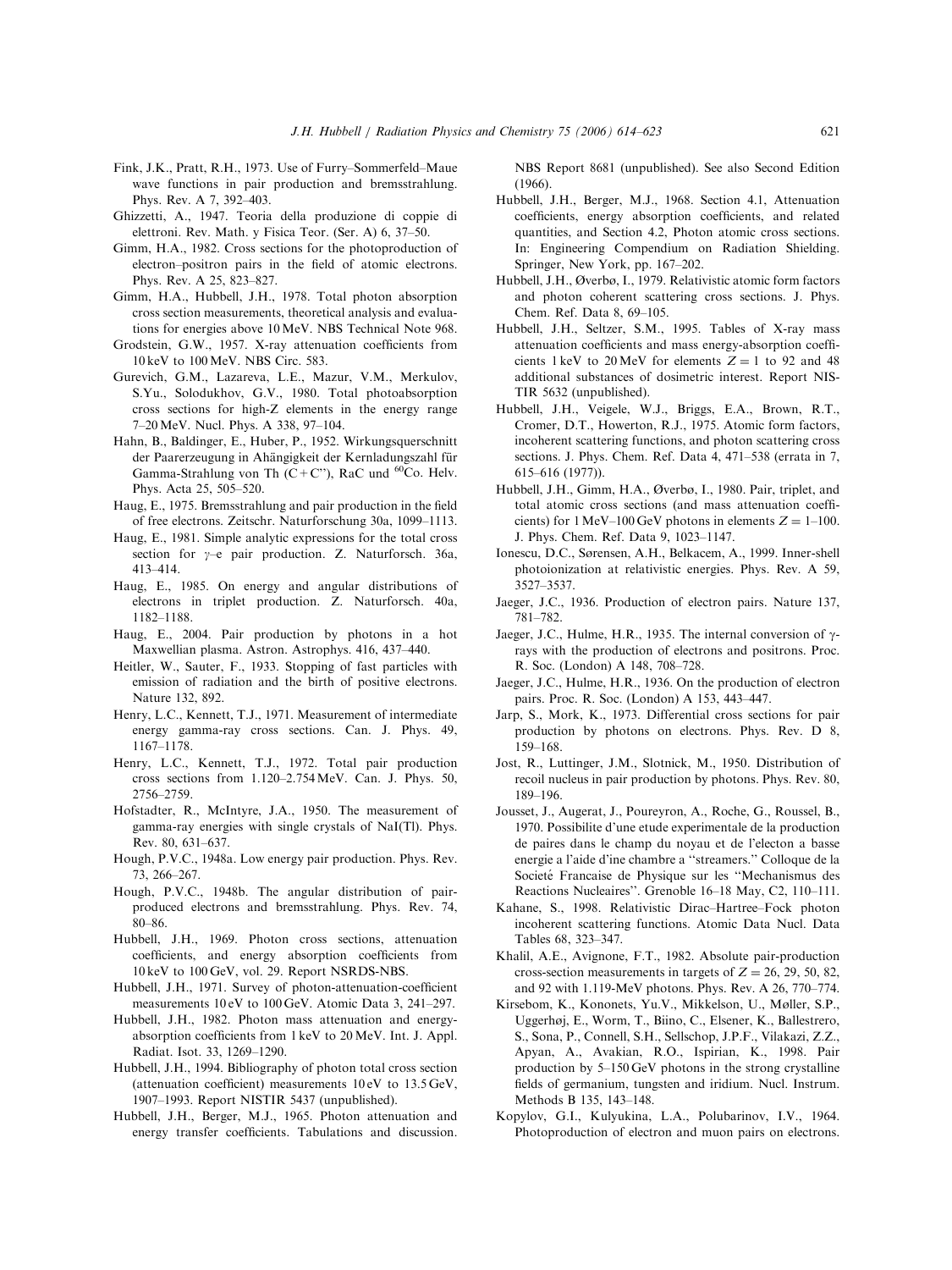Fink, J.K., Pratt, R.H., 1973. Use of Furry–Sommerfeld–Maue wave functions in pair production and bremsstrahlung. Phys. Rev. A 7, 392–403.

Ghizzetti, A., 1947. Teoria della produzione di coppie di elettroni. Rev. Math. y Fisica Teor. (Ser. A) 6, 37–50.

Gimm, H.A., 1982. Cross sections for the photoproduction of electron–positron pairs in the field of atomic electrons. Phys. Rev. A 25, 823–827.

Gimm, H.A., Hubbell, J.H., 1978. Total photon absorption cross section measurements, theoretical analysis and evaluations for energies above 10 MeV. NBS Technical Note 968.

Grodstein, G.W., 1957. X-ray attenuation coefficients from 10 keV to 100 MeV. NBS Circ. 583.

Gurevich, G.M., Lazareva, L.E., Mazur, V.M., Merkulov, S.Yu., Solodukhov, G.V., 1980. Total photoabsorption cross sections for high-Z elements in the energy range 7–20 MeV. Nucl. Phys. A 338, 97–104.

Hahn, B., Baldinger, E., Huber, P., 1952. Wirkungsquerschnitt der Paarerzeugung in Ahängigkeit der Kernladungszahl für Gamma-Strahlung von Th (C + C''), RaC und $^{60}$Co. Helv. Phys. Acta 25, 505–520.

Haug, E., 1975. Bremsstrahlung and pair production in the field of free electrons. Zeitschr. Naturforschung 30a, 1099–1113.

Haug, E., 1981. Simple analytic expressions for the total cross section for $\gamma$–e pair production. Z. Naturforsch. 36a, 413–414.

Haug, E., 1985. On energy and angular distributions of electrons in triplet production. Z. Naturforsch. 40a, 1182–1188.

Haug, E., 2004. Pair production by photons in a hot Maxwellian plasma. Astron. Astrophys. 416, 437–440.

Heitler, W., Sauter, F., 1933. Stopping of fast particles with emission of radiation and the birth of positive electrons. Nature 132, 892.

Henry, L.C., Kennett, T.J., 1971. Measurement of intermediate energy gamma-ray cross sections. Can. J. Phys. 49, 1167–1178.

Henry, L.C., Kennett, T.J., 1972. Total pair production cross sections from 1.120–2.754 MeV. Can. J. Phys. 50, 2756–2759.

Hofstadter, R., McIntyre, J.A., 1950. The measurement of gamma-ray energies with single crystals of NaI(Tl). Phys. Rev. 80, 631–637.

Hough, P.V.C., 1948a. Low energy pair production. Phys. Rev. 73, 266–267.

Hough, P.V.C., 1948b. The angular distribution of pair-produced electrons and bremsstrahlung. Phys. Rev. 74, 80–86.

Hubbell, J.H., 1969. Photon cross sections, attenuation coefficients, and energy absorption coefficients from 10 keV to 100 GeV, vol. 29. Report NSRDS-NBS.

Hubbell, J.H., 1971. Survey of photon-attenuation-coefficient measurements 10 eV to 100 GeV. Atomic Data 3, 241–297.

Hubbell, J.H., 1982. Photon mass attenuation and energy-absorption coefficients from 1 keV to 20 MeV. Int. J. Appl. Radiat. Isot. 33, 1269–1290.

Hubbell, J.H., 1994. Bibliography of photon total cross section (attenuation coefficient) measurements 10 eV to 13.5 GeV, 1907–1993. Report NISTIR 5437 (unpublished).

Hubbell, J.H., Berger, M.J., 1965. Photon attenuation and energy transfer coefficients. Tabulations and discussion. NBS Report 8681 (unpublished). See also Second Edition (1966).

Hubbell, J.H., Berger, M.J., 1968. Section 4.1, Attenuation coefficients, energy absorption coefficients, and related quantities, and Section 4.2, Photon atomic cross sections. In: Engineering Compendium on Radiation Shielding. Springer, New York, pp. 167–202.

Hubbell, J.H., Øverbø, I., 1979. Relativistic atomic form factors and photon coherent scattering cross sections. J. Phys. Chem. Ref. Data 8, 69–105.

Hubbell, J.H., Seltzer, S.M., 1995. Tables of X-ray mass attenuation coefficients and mass energy-absorption coefficients 1 keV to 20 MeV for elements Z = 1 to 92 and 48 additional substances of dosimetric interest. Report NISTIR 5632 (unpublished).

Hubbell, J.H., Veigele, W.J., Briggs, E.A., Brown, R.T., Cromer, D.T., Howerton, R.J., 1975. Atomic form factors, incoherent scattering functions, and photon scattering cross sections. J. Phys. Chem. Ref. Data 4, 471–538 (errata in 7, 615–616 (1977)).

Hubbell, J.H., Gimm, H.A., Øverbø, I., 1980. Pair, triplet, and total atomic cross sections (and mass attenuation coefficients) for 1 MeV–100 GeV photons in elements Z = 1–100. J. Phys. Chem. Ref. Data 9, 1023–1147.

Ionescu, D.C., Sørensen, A.H., Belkacem, A., 1999. Inner-shell photoionization at relativistic energies. Phys. Rev. A 59, 3527–3537.

Jaeger, J.C., 1936. Production of electron pairs. Nature 137, 781–782.

Jaeger, J.C., Hulme, H.R., 1935. The internal conversion of $\gamma$-rays with the production of electrons and positrons. Proc. R. Soc. (London) A 148, 708–728.

Jaeger, J.C., Hulme, H.R., 1936. On the production of electron pairs. Proc. R. Soc. (London) A 153, 443–447.

Jarp, S., Mork, K., 1973. Differential cross sections for pair production by photons on electrons. Phys. Rev. D 8, 159–168.

Jost, R., Luttinger, J.M., Slotnick, M., 1950. Distribution of recoil nucleus in pair production by photons. Phys. Rev. 80, 189–196.

Jousset, J., Augerat, J., Poureyron, A., Roche, G., Roussel, B., 1970. Possibilite d'une etude experimentale de la production de paires dans le champ du noyau et de l'electon a basse energie a l'aide d'ine chambre a ''streamers.'' Colloque de la Societé Francaise de Physique sur les ''Mechanismus des Reactions Nucleaires''. Grenoble 16–18 May, C2, 110–111.

Kahane, S., 1998. Relativistic Dirac–Hartree–Fock photon incoherent scattering functions. Atomic Data Nucl. Data Tables 68, 323–347.

Khalil, A.E., Avignone, F.T., 1982. Absolute pair-production cross-section measurements in targets of Z = 26, 29, 50, 82, and 92 with 1.119-MeV photons. Phys. Rev. A 26, 770–774.

Kirsebom, K., Kononets, Yu.V., Mikkelson, U., Møller, S.P., Uggerhøj, E., Worm, T., Biino, C., Elsener, K., Ballestrero, S., Sona, P., Connell, S.H., Sellschop, J.P.F., Vilakazi, Z.Z., Apyan, A., Avakian, R.O., Ispirian, K., 1998. Pair production by 5–150 GeV photons in the strong crystalline fields of germanium, tungsten and iridium. Nucl. Instrum. Methods B 135, 143–148.

Kopylov, G.I., Kulyukina, L.A., Polubarinov, I.V., 1964. Photoproduction of electron and muon pairs on electrons.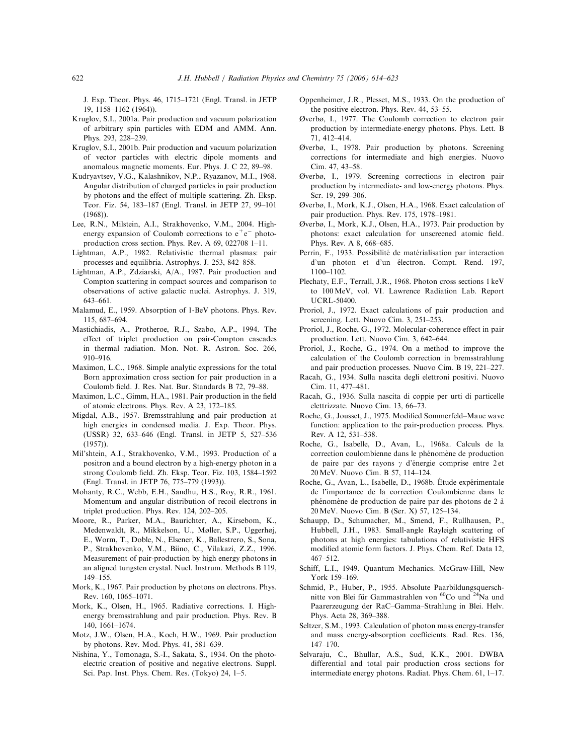J. Exp. Theor. Phys. 46, 1715–1721 (Engl. Transl. in JETP 19, 1158–1162 (1964)).

Kruglov, S.I., 2001a. Pair production and vacuum polarization of arbitrary spin particles with EDM and AMM. Ann. Phys. 293, 228–239.

Kruglov, S.I., 2001b. Pair production and vacuum polarization of vector particles with electric dipole moments and anomalous magnetic moments. Eur. Phys. J. C 22, 89–98.

Kudryavtsev, V.G., Kalashnikov, N.P., Ryazanov, M.I., 1968. Angular distribution of charged particles in pair production by photons and the effect of multiple scattering. Zh. Eksp. Teor. Fiz. 54, 183–187 (Engl. Transl. in JETP 27, 99–101 (1968)).

Lee, R.N., Milstein, A.I., Strakhovenko, V.M., 2004. High-energy expansion of Coulomb corrections to $e^+e^-$ photoproduction cross section. Phys. Rev. A 69, 022708 1–11.

Lightman, A.P., 1982. Relativistic thermal plasmas: pair processes and equilibria. Astrophys. J. 253, 842–858.

Lightman, A.P., Zdziarski, A/A., 1987. Pair production and Compton scattering in compact sources and comparison to observations of active galactic nuclei. Astrophys. J. 319, 643–661.

Malamud, E., 1959. Absorption of 1-BeV photons. Phys. Rev. 115, 687–694.

Mastichiadis, A., Protheroe, R.J., Szabo, A.P., 1994. The effect of triplet production on pair-Compton cascades in thermal radiation. Mon. Not. R. Astron. Soc. 266, 910–916.

Maximon, L.C., 1968. Simple analytic expressions for the total Born approximation cross section for pair production in a Coulomb field. J. Res. Nat. Bur. Standards B 72, 79–88.

Maximon, L.C., Gimm, H.A., 1981. Pair production in the field of atomic electrons. Phys. Rev. A 23, 172–185.

Migdal, A.B., 1957. Bremsstrahlung and pair production at high energies in condensed media. J. Exp. Theor. Phys. (USSR) 32, 633–646 (Engl. Transl. in JETP 5, 527–536 (1957)).

Mil'shtein, A.I., Strakhovenko, V.M., 1993. Production of a positron and a bound electron by a high-energy photon in a strong Coulomb field. Zh. Eksp. Teor. Fiz. 103, 1584–1592 (Engl. Transl. in JETP 76, 775–779 (1993)).

Mohanty, R.C., Webb, E.H., Sandhu, H.S., Roy, R.R., 1961. Momentum and angular distribution of recoil electrons in triplet production. Phys. Rev. 124, 202–205.

Moore, R., Parker, M.A., Baurichter, A., Kirsebom, K., Medenwaldt, R., Mikkelson, U., Møller, S.P., Uggerhøj, E., Worm, T., Doble, N., Elsener, K., Ballestrero, S., Sona, P., Strakhovenko, V.M., Biino, C., Vilakazi, Z.Z., 1996. Measurement of pair-production by high energy photons in an aligned tungsten crystal. Nucl. Instrum. Methods B 119, 149–155.

Mork, K., 1967. Pair production by photons on electrons. Phys. Rev. 160, 1065–1071.

Mork, K., Olsen, H., 1965. Radiative corrections. I. High-energy bremsstrahlung and pair production. Phys. Rev. B 140, 1661–1674.

Motz, J.W., Olsen, H.A., Koch, H.W., 1969. Pair production by photons. Rev. Mod. Phys. 41, 581–639.

Nishina, Y., Tomonaga, S.-I., Sakata, S., 1934. On the photoelectric creation of positive and negative electrons. Suppl. Sci. Pap. Inst. Phys. Chem. Res. (Tokyo) 24, 1–5.

Oppenheimer, J.R., Plesset, M.S., 1933. On the production of the positive electron. Phys. Rev. 44, 53–55.

Øverbø, I., 1977. The Coulomb correction to electron pair production by intermediate-energy photons. Phys. Lett. B 71, 412–414.

Øverbø, I., 1978. Pair production by photons. Screening corrections for intermediate and high energies. Nuovo Cim. 47, 43–58.

Øverbø, I., 1979. Screening corrections in electron pair production by intermediate- and low-energy photons. Phys. Scr. 19, 299–306.

Øverbø, I., Mork, K.J., Olsen, H.A., 1968. Exact calculation of pair production. Phys. Rev. 175, 1978–1981.

Øverbø, I., Mork, K.J., Olsen, H.A., 1973. Pair production by photons: exact calculation for unscreened atomic field. Phys. Rev. A 8, 668–685.

Perrin, F., 1933. Possibilité de matérialisation par interaction d'un photon et d'un électron. Compt. Rend. 197, 1100–1102.

Plechaty, E.F., Terrall, J.R., 1968. Photon cross sections 1 keV to 100 MeV, vol. VI. Lawrence Radiation Lab. Report UCRL-50400.

Proriol, J., 1972. Exact calculations of pair production and screening. Lett. Nuovo Cim. 3, 251–253.

Proriol, J., Roche, G., 1972. Molecular-coherence effect in pair production. Lett. Nuovo Cim. 3, 642–644.

Proriol, J., Roche, G., 1974. On a method to improve the calculation of the Coulomb correction in bremsstrahlung and pair production processes. Nuovo Cim. B 19, 221–227.

Racah, G., 1934. Sulla nascita degli elettroni positivi. Nuovo Cim. 11, 477–481.

Racah, G., 1936. Sulla nascita di coppie per urti di particelle elettrizzate. Nuovo Cim. 13, 66–73.

Roche, G., Jousset, J., 1975. Modified Sommerfeld–Maue wave function: application to the pair-production process. Phys. Rev. A 12, 531–538.

Roche, G., Isabelle, D., Avan, L., 1968a. Calculs de la correction coulombienne dans le phénomène de production de paire par des rayons $\gamma$ d'énergie comprise entre 2 et 20 MeV. Nuovo Cim. B 57, 114–124.

Roche, G., Avan, L., Isabelle, D., 1968b. Étude expérimentale de l'importance de la correction Coulombienne dans le phénomène de production de paire par des photons de 2 à 20 MeV. Nuovo Cim. B (Ser. X) 57, 125–134.

Schaupp, D., Schumacher, M., Smend, F., Rullhausen, P., Hubbell, J.H., 1983. Small-angle Rayleigh scattering of photons at high energies: tabulations of relativistic HFS modified atomic form factors. J. Phys. Chem. Ref. Data 12, 467–512.

Schiff, L.I., 1949. Quantum Mechanics. McGraw-Hill, New York 159–169.

Schmid, P., Huber, P., 1955. Absolute Paarbildungsquerschnitte von Blei für Gammastrahlen von $^{60}$Co und $^{24}$Na und Paarerzeugung der RaC–Gamma–Strahlung in Blei. Helv. Phys. Acta 28, 369–388.

Seltzer, S.M., 1993. Calculation of photon mass energy-transfer and mass energy-absorption coefficients. Rad. Res. 136, 147–170.

Selvaraju, C., Bhullar, A.S., Sud, K.K., 2001. DWBA differential and total pair production cross sections for intermediate energy photons. Radiat. Phys. Chem. 61, 1–17.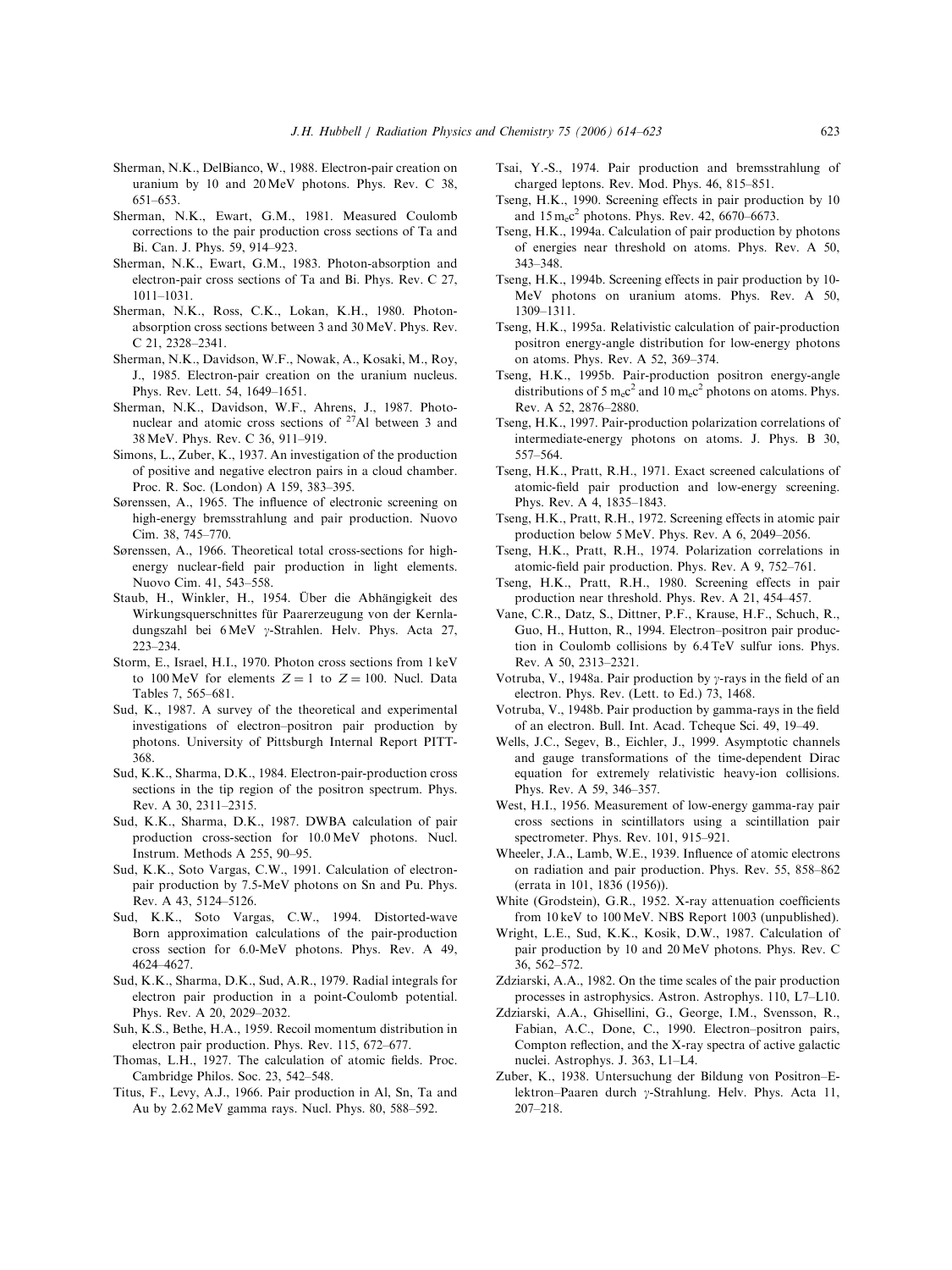Sherman, N.K., DelBianco, W., 1988. Electron-pair creation on uranium by 10 and 20 MeV photons. Phys. Rev. C 38, 651–653.

Sherman, N.K., Ewart, G.M., 1981. Measured Coulomb corrections to the pair production cross sections of Ta and Bi. Can. J. Phys. 59, 914–923.

Sherman, N.K., Ewart, G.M., 1983. Photon-absorption and electron-pair cross sections of Ta and Bi. Phys. Rev. C 27, 1011–1031.

Sherman, N.K., Ross, C.K., Lokan, K.H., 1980. Photon-absorption cross sections between 3 and 30 MeV. Phys. Rev. C 21, 2328–2341.

Sherman, N.K., Davidson, W.F., Nowak, A., Kosaki, M., Roy, J., 1985. Electron-pair creation on the uranium nucleus. Phys. Rev. Lett. 54, 1649–1651.

Sherman, N.K., Davidson, W.F., Ahrens, J., 1987. Photonuclear and atomic cross sections of $^{27}$Al between 3 and 38 MeV. Phys. Rev. C 36, 911–919.

Simons, L., Zuber, K., 1937. An investigation of the production of positive and negative electron pairs in a cloud chamber. Proc. R. Soc. (London) A 159, 383–395.

Sørenssen, A., 1965. The influence of electronic screening on high-energy bremsstrahlung and pair production. Nuovo Cim. 38, 745–770.

Sørenssen, A., 1966. Theoretical total cross-sections for high-energy nuclear-field pair production in light elements. Nuovo Cim. 41, 543–558.

Staub, H., Winkler, H., 1954. Über die Abhängigkeit des Wirkungsquerschnittes für Paarerzeugung von der Kernladungszahl bei 6 MeV $\gamma$-Strahlen. Helv. Phys. Acta 27, 223–234.

Storm, E., Israel, H.I., 1970. Photon cross sections from 1 keV to 100 MeV for elements $Z = 1$ to $Z = 100$. Nucl. Data Tables 7, 565–681.

Sud, K., 1987. A survey of the theoretical and experimental investigations of electron–positron pair production by photons. University of Pittsburgh Internal Report PITT-368.

Sud, K.K., Sharma, D.K., 1984. Electron-pair-production cross sections in the tip region of the positron spectrum. Phys. Rev. A 30, 2311–2315.

Sud, K.K., Sharma, D.K., 1987. DWBA calculation of pair production cross-section for 10.0 MeV photons. Nucl. Instrum. Methods A 255, 90–95.

Sud, K.K., Soto Vargas, C.W., 1991. Calculation of electron-pair production by 7.5-MeV photons on Sn and Pu. Phys. Rev. A 43, 5124–5126.

Sud, K.K., Soto Vargas, C.W., 1994. Distorted-wave Born approximation calculations of the pair-production cross section for 6.0-MeV photons. Phys. Rev. A 49, 4624–4627.

Sud, K.K., Sharma, D.K., Sud, A.R., 1979. Radial integrals for electron pair production in a point-Coulomb potential. Phys. Rev. A 20, 2029–2032.

Suh, K.S., Bethe, H.A., 1959. Recoil momentum distribution in electron pair production. Phys. Rev. 115, 672–677.

Thomas, L.H., 1927. The calculation of atomic fields. Proc. Cambridge Philos. Soc. 23, 542–548.

Titus, F., Levy, A.J., 1966. Pair production in Al, Sn, Ta and Au by 2.62 MeV gamma rays. Nucl. Phys. 80, 588–592.

Tsai, Y.-S., 1974. Pair production and bremsstrahlung of charged leptons. Rev. Mod. Phys. 46, 815–851.

Tseng, H.K., 1990. Screening effects in pair production by 10 and 15 $m_ec^2$ photons. Phys. Rev. 42, 6670–6673.

Tseng, H.K., 1994a. Calculation of pair production by photons of energies near threshold on atoms. Phys. Rev. A 50, 343–348.

Tseng, H.K., 1994b. Screening effects in pair production by 10-MeV photons on uranium atoms. Phys. Rev. A 50, 1309–1311.

Tseng, H.K., 1995a. Relativistic calculation of pair-production positron energy-angle distribution for low-energy photons on atoms. Phys. Rev. A 52, 369–374.

Tseng, H.K., 1995b. Pair-production positron energy-angle distributions of 5 $m_ec^2$ and 10 $m_ec^2$ photons on atoms. Phys. Rev. A 52, 2876–2880.

Tseng, H.K., 1997. Pair-production polarization correlations of intermediate-energy photons on atoms. J. Phys. B 30, 557–564.

Tseng, H.K., Pratt, R.H., 1971. Exact screened calculations of atomic-field pair production and low-energy screening. Phys. Rev. A 4, 1835–1843.

Tseng, H.K., Pratt, R.H., 1972. Screening effects in atomic pair production below 5 MeV. Phys. Rev. A 6, 2049–2056.

Tseng, H.K., Pratt, R.H., 1974. Polarization correlations in atomic-field pair production. Phys. Rev. A 9, 752–761.

Tseng, H.K., Pratt, R.H., 1980. Screening effects in pair production near threshold. Phys. Rev. A 21, 454–457.

Vane, C.R., Datz, S., Dittner, P.F., Krause, H.F., Schuch, R., Guo, H., Hutton, R., 1994. Electron–positron pair production in Coulomb collisions by 6.4 TeV sulfur ions. Phys. Rev. A 50, 2313–2321.

Votruba, V., 1948a. Pair production by $\gamma$-rays in the field of an electron. Phys. Rev. (Lett. to Ed.) 73, 1468.

Votruba, V., 1948b. Pair production by gamma-rays in the field of an electron. Bull. Int. Acad. Tcheque Sci. 49, 19–49.

Wells, J.C., Segev, B., Eichler, J., 1999. Asymptotic channels and gauge transformations of the time-dependent Dirac equation for extremely relativistic heavy-ion collisions. Phys. Rev. A 59, 346–357.

West, H.I., 1956. Measurement of low-energy gamma-ray pair cross sections in scintillators using a scintillation pair spectrometer. Phys. Rev. 101, 915–921.

Wheeler, J.A., Lamb, W.E., 1939. Influence of atomic electrons on radiation and pair production. Phys. Rev. 55, 858–862 (errata in 101, 1836 (1956)).

White (Grodstein), G.R., 1952. X-ray attenuation coefficients from 10 keV to 100 MeV. NBS Report 1003 (unpublished).

Wright, L.E., Sud, K.K., Kosik, D.W., 1987. Calculation of pair production by 10 and 20 MeV photons. Phys. Rev. C 36, 562–572.

Zdziarski, A.A., 1982. On the time scales of the pair production processes in astrophysics. Astron. Astrophys. 110, L7–L10.

Zdziarski, A.A., Ghisellini, G., George, I.M., Svensson, R., Fabian, A.C., Done, C., 1990. Electron–positron pairs, Compton reflection, and the X-ray spectra of active galactic nuclei. Astrophys. J. 363, L1–L4.

Zuber, K., 1938. Untersuchung der Bildung von Positron–Elektron–Paaren durch $\gamma$-Strahlung. Helv. Phys. Acta 11, 207–218.